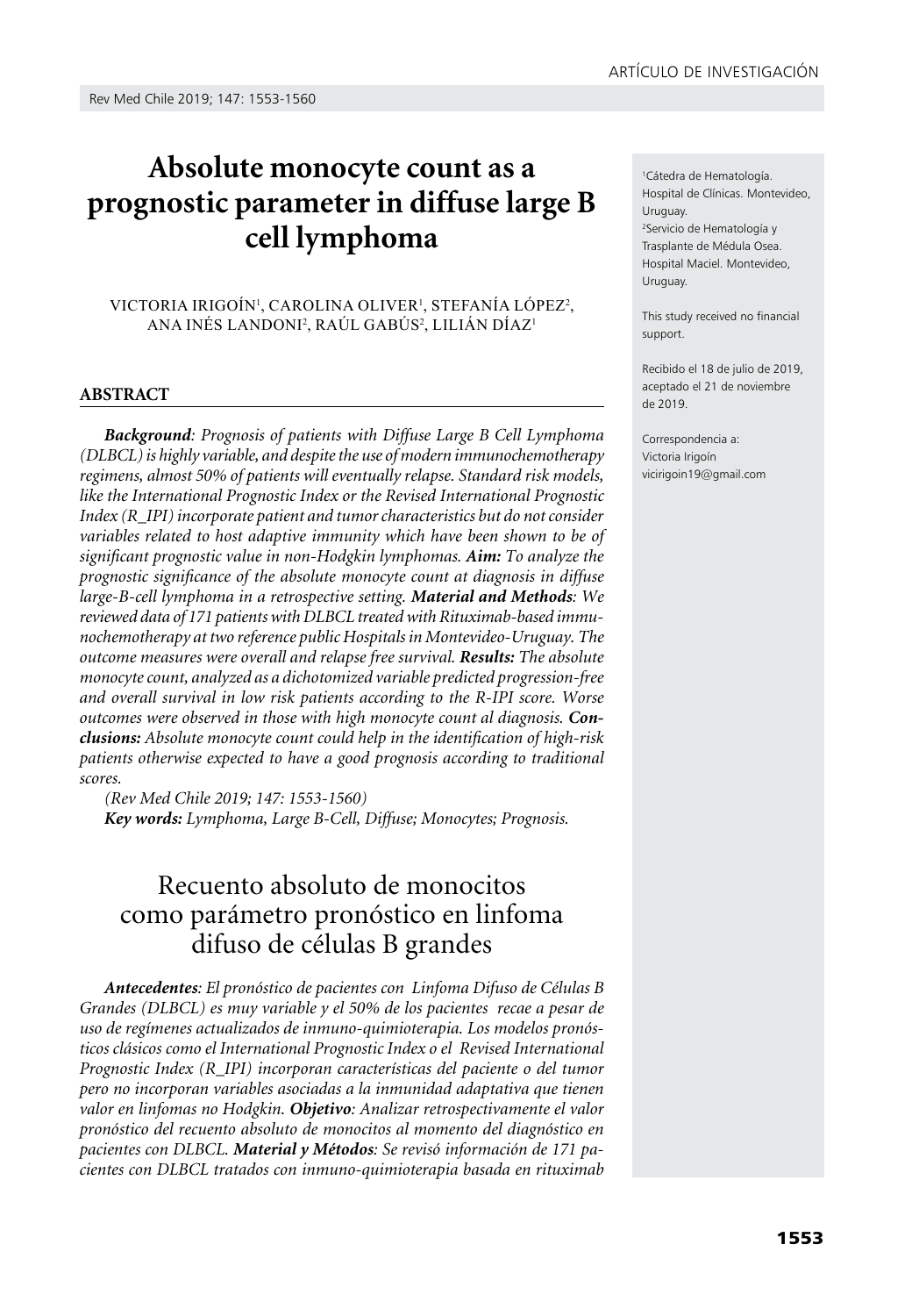ARTÍCULO DE INVESTIGACIÓN

# Absolute monocyte count as a prognostic parameter in diffuse large B cell lymphoma

VICTORIA IRIGOÍN[1], CAROLINA OLIVER[1], STEFANÍA LÓPEZ[2], ANA INÉS LANDONI[2], RAÚL GABÚS[2], LILIÁN DÍAZ[1]

[1]Cátedra de Hematología. Hospital de Clínicas. Montevideo, Uruguay.
[2]Servicio de Hematología y Trasplante de Médula Osea. Hospital Maciel. Montevideo, Uruguay.

This study received no financial support.

Recibido el 18 de julio de 2019, aceptado el 21 de noviembre de 2019.

Correspondencia a:
Victoria Irigoín
vicirigoin19@gmail.com

## ABSTRACT

***Background***: *Prognosis of patients with Diffuse Large B Cell Lymphoma (DLBCL) is highly variable, and despite the use of modern immunochemotherapy regimens, almost 50% of patients will eventually relapse. Standard risk models, like the International Prognostic Index or the Revised International Prognostic Index (R_IPI) incorporate patient and tumor characteristics but do not consider variables related to host adaptive immunity which have been shown to be of significant prognostic value in non-Hodgkin lymphomas.* ***Aim:*** *To analyze the prognostic significance of the absolute monocyte count at diagnosis in diffuse large-B-cell lymphoma in a retrospective setting.* ***Material and Methods***: *We reviewed data of 171 patients with DLBCL treated with Rituximab-based immunochemotherapy at two reference public Hospitals in Montevideo-Uruguay. The outcome measures were overall and relapse free survival.* ***Results:*** *The absolute monocyte count, analyzed as a dichotomized variable predicted progression-free and overall survival in low risk patients according to the R-IPI score. Worse outcomes were observed in those with high monocyte count al diagnosis.* ***Conclusions:*** *Absolute monocyte count could help in the identification of high-risk patients otherwise expected to have a good prognosis according to traditional scores.*

*(Rev Med Chile 2019; 147: 1553-1560)*

***Key words:*** *Lymphoma, Large B-Cell, Diffuse; Monocytes; Prognosis.*

## Recuento absoluto de monocitos como parámetro pronóstico en linfoma difuso de células B grandes

***Antecedentes***: *El pronóstico de pacientes con Linfoma Difuso de Células B Grandes (DLBCL) es muy variable y el 50% de los pacientes recae a pesar de uso de regímenes actualizados de inmuno-quimioterapia. Los modelos pronósticos clásicos como el International Prognostic Index o el Revised International Prognostic Index (R_IPI) incorporan características del paciente o del tumor pero no incorporan variables asociadas a la inmunidad adaptativa que tienen valor en linfomas no Hodgkin.* ***Objetivo***: *Analizar retrospectivamente el valor pronóstico del recuento absoluto de monocitos al momento del diagnóstico en pacientes con DLBCL.* ***Material y Métodos***: *Se revisó información de 171 pacientes con DLBCL tratados con inmuno-quimioterapia basada en rituximab*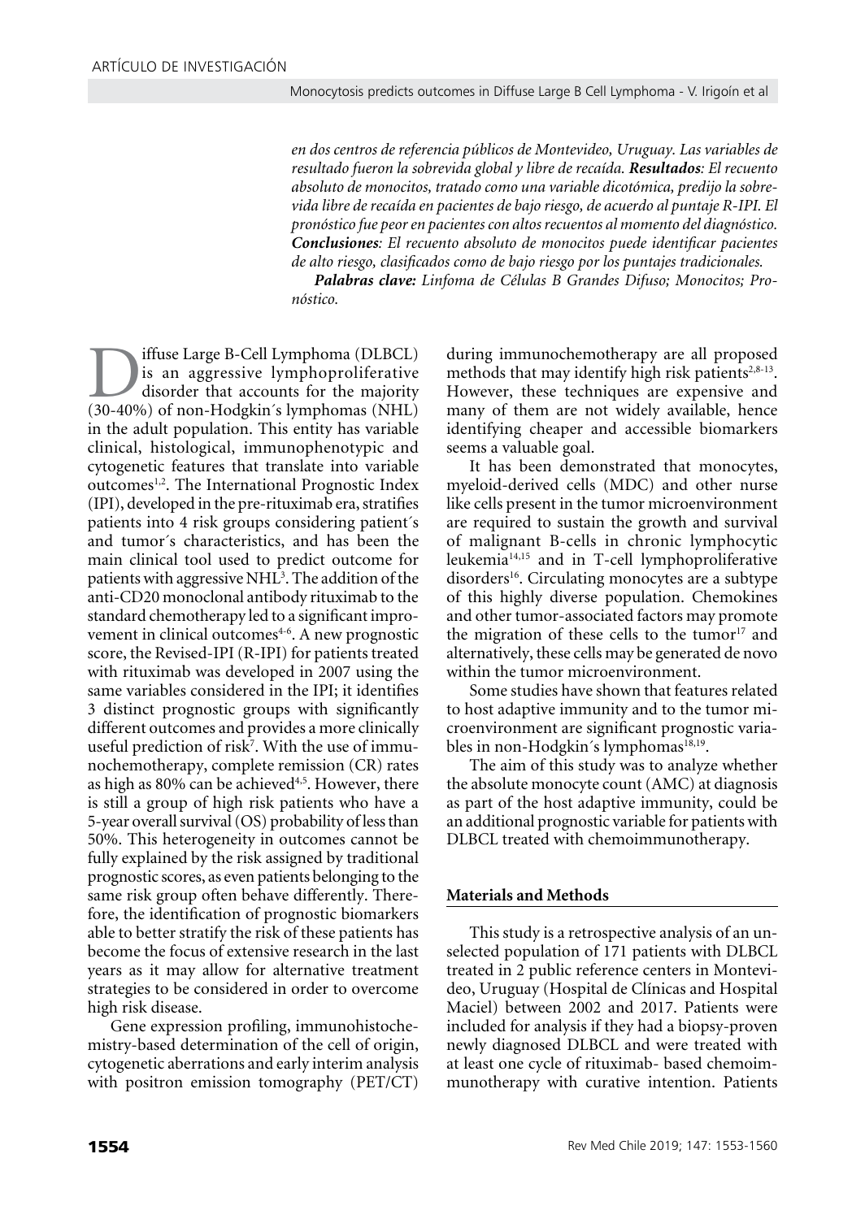*en dos centros de referencia públicos de Montevideo, Uruguay. Las variables de resultado fueron la sobrevida global y libre de recaída.* ***Resultados****: El recuento absoluto de monocitos, tratado como una variable dicotómica, predijo la sobrevida libre de recaída en pacientes de bajo riesgo, de acuerdo al puntaje R-IPI. El pronóstico fue peor en pacientes con altos recuentos al momento del diagnóstico.* ***Conclusiones****: El recuento absoluto de monocitos puede identificar pacientes de alto riesgo, clasificados como de bajo riesgo por los puntajes tradicionales.*

***Palabras clave:*** *Linfoma de Células B Grandes Difuso; Monocitos; Pronóstico.*

Diffuse Large B-Cell Lymphoma (DLBCL) is an aggressive lymphoproliferative disorder that accounts for the majority (30-40%) of non-Hodgkin´s lymphomas (NHL) in the adult population. This entity has variable clinical, histological, immunophenotypic and cytogenetic features that translate into variable outcomes[1,2]. The International Prognostic Index (IPI), developed in the pre-rituximab era, stratifies patients into 4 risk groups considering patient´s and tumor´s characteristics, and has been the main clinical tool used to predict outcome for patients with aggressive NHL[3]. The addition of the anti-CD20 monoclonal antibody rituximab to the standard chemotherapy led to a significant improvement in clinical outcomes[4-6]. A new prognostic score, the Revised-IPI (R-IPI) for patients treated with rituximab was developed in 2007 using the same variables considered in the IPI; it identifies 3 distinct prognostic groups with significantly different outcomes and provides a more clinically useful prediction of risk[7]. With the use of immunochemotherapy, complete remission (CR) rates as high as 80% can be achieved[4,5]. However, there is still a group of high risk patients who have a 5-year overall survival (OS) probability of less than 50%. This heterogeneity in outcomes cannot be fully explained by the risk assigned by traditional prognostic scores, as even patients belonging to the same risk group often behave differently. Therefore, the identification of prognostic biomarkers able to better stratify the risk of these patients has become the focus of extensive research in the last years as it may allow for alternative treatment strategies to be considered in order to overcome high risk disease.

Gene expression profiling, immunohistochemistry-based determination of the cell of origin, cytogenetic aberrations and early interim analysis with positron emission tomography (PET/CT) during immunochemotherapy are all proposed methods that may identify high risk patients[2,8-13]. However, these techniques are expensive and many of them are not widely available, hence identifying cheaper and accessible biomarkers seems a valuable goal.

It has been demonstrated that monocytes, myeloid-derived cells (MDC) and other nurse like cells present in the tumor microenvironment are required to sustain the growth and survival of malignant B-cells in chronic lymphocytic leukemia[14,15] and in T-cell lymphoproliferative disorders[16]. Circulating monocytes are a subtype of this highly diverse population. Chemokines and other tumor-associated factors may promote the migration of these cells to the tumor[17] and alternatively, these cells may be generated de novo within the tumor microenvironment.

Some studies have shown that features related to host adaptive immunity and to the tumor microenvironment are significant prognostic variables in non-Hodgkin´s lymphomas[18,19].

The aim of this study was to analyze whether the absolute monocyte count (AMC) at diagnosis as part of the host adaptive immunity, could be an additional prognostic variable for patients with DLBCL treated with chemoimmunotherapy.

## Materials and Methods

This study is a retrospective analysis of an unselected population of 171 patients with DLBCL treated in 2 public reference centers in Montevideo, Uruguay (Hospital de Clínicas and Hospital Maciel) between 2002 and 2017. Patients were included for analysis if they had a biopsy-proven newly diagnosed DLBCL and were treated with at least one cycle of rituximab- based chemoimmunotherapy with curative intention. Patients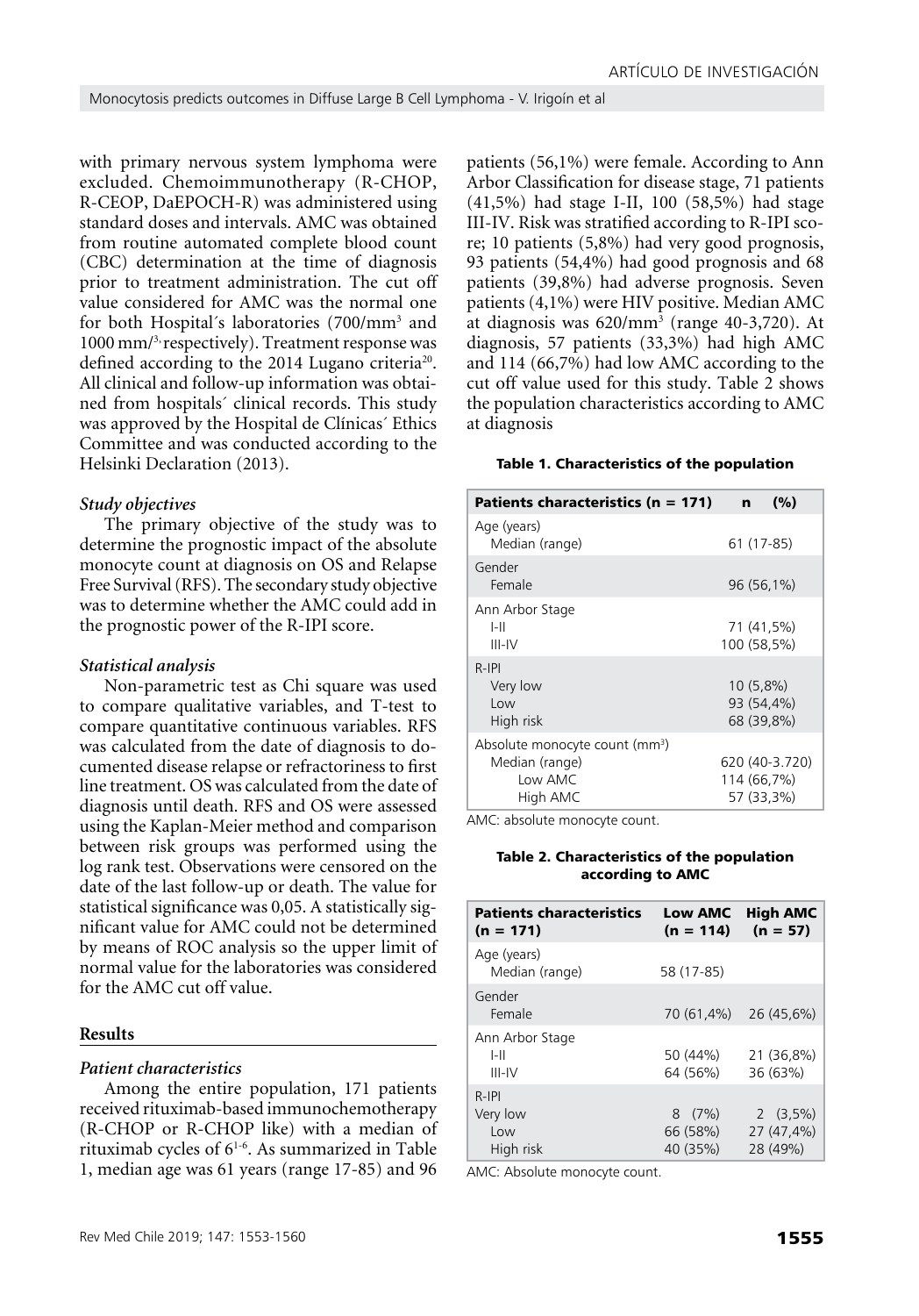with primary nervous system lymphoma were excluded. Chemoimmunotherapy (R-CHOP, R-CEOP, DaEPOCH-R) was administered using standard doses and intervals. AMC was obtained from routine automated complete blood count (CBC) determination at the time of diagnosis prior to treatment administration. The cut off value considered for AMC was the normal one for both Hospital´s laboratories (700/mm$^3$ and 1000 mm/$^3$, respectively). Treatment response was defined according to the 2014 Lugano criteria[20]. All clinical and follow-up information was obtained from hospitals´ clinical records. This study was approved by the Hospital de Clínicas´ Ethics Committee and was conducted according to the Helsinki Declaration (2013).

### *Study objectives*

The primary objective of the study was to determine the prognostic impact of the absolute monocyte count at diagnosis on OS and Relapse Free Survival (RFS). The secondary study objective was to determine whether the AMC could add in the prognostic power of the R-IPI score.

### *Statistical analysis*

Non-parametric test as Chi square was used to compare qualitative variables, and T-test to compare quantitative continuous variables. RFS was calculated from the date of diagnosis to documented disease relapse or refractoriness to first line treatment. OS was calculated from the date of diagnosis until death. RFS and OS were assessed using the Kaplan-Meier method and comparison between risk groups was performed using the log rank test. Observations were censored on the date of the last follow-up or death. The value for statistical significance was 0,05. A statistically significant value for AMC could not be determined by means of ROC analysis so the upper limit of normal value for the laboratories was considered for the AMC cut off value.

## Results

### *Patient characteristics*

Among the entire population, 171 patients received rituximab-based immunochemotherapy (R-CHOP or R-CHOP like) with a median of rituximab cycles of 6[1-6]. As summarized in Table 1, median age was 61 years (range 17-85) and 96 patients (56,1%) were female. According to Ann Arbor Classification for disease stage, 71 patients (41,5%) had stage I-II, 100 (58,5%) had stage III-IV. Risk was stratified according to R-IPI score; 10 patients (5,8%) had very good prognosis, 93 patients (54,4%) had good prognosis and 68 patients (39,8%) had adverse prognosis. Seven patients (4,1%) were HIV positive. Median AMC at diagnosis was 620/mm$^3$ (range 40-3,720). At diagnosis, 57 patients (33,3%) had high AMC and 114 (66,7%) had low AMC according to the cut off value used for this study. Table 2 shows the population characteristics according to AMC at diagnosis

**Table 1. Characteristics of the population**

| Patients characteristics (n = 171) | n (%) |
|---|---|
| Age (years) | |
| Median (range) | 61 (17-85) |
| Gender | |
| Female | 96 (56,1%) |
| Ann Arbor Stage | |
| I-II | 71 (41,5%) |
| III-IV | 100 (58,5%) |
| R-IPI | |
| Very low | 10 (5,8%) |
| Low | 93 (54,4%) |
| High risk | 68 (39,8%) |
| Absolute monocyte count (mm$^3$) | |
| Median (range) | 620 (40-3.720) |
| Low AMC | 114 (66,7%) |
| High AMC | 57 (33,3%) |

AMC: absolute monocyte count.

**Table 2. Characteristics of the population according to AMC**

| Patients characteristics (n = 171) | Low AMC (n = 114) | High AMC (n = 57) |
|---|---|---|
| Age (years) | | |
| Median (range) | 58 (17-85) | |
| Gender | | |
| Female | 70 (61,4%) | 26 (45,6%) |
| Ann Arbor Stage | | |
| I-II | 50 (44%) | 21 (36,8%) |
| III-IV | 64 (56%) | 36 (63%) |
| R-IPI | | |
| Very low | 8 (7%) | 2 (3,5%) |
| Low | 66 (58%) | 27 (47,4%) |
| High risk | 40 (35%) | 28 (49%) |

AMC: Absolute monocyte count.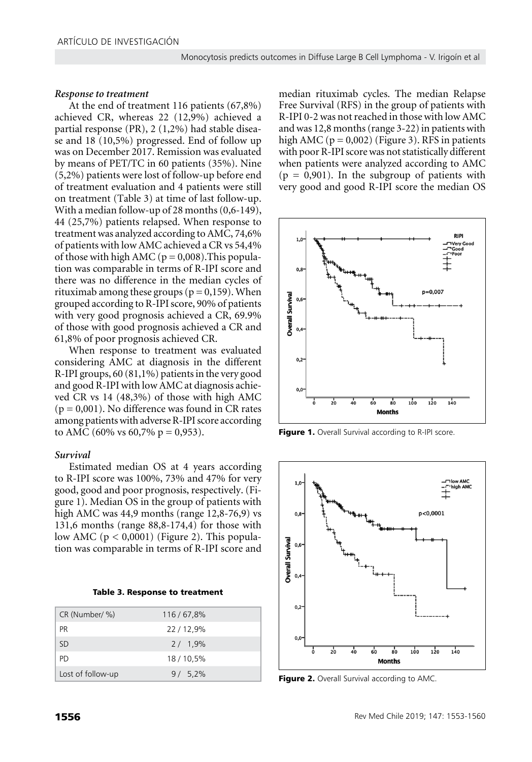### *Response to treatment*

At the end of treatment 116 patients (67,8%) achieved CR, whereas 22 (12,9%) achieved a partial response (PR), 2 (1,2%) had stable disease and 18 (10,5%) progressed. End of follow up was on December 2017. Remission was evaluated by means of PET/TC in 60 patients (35%). Nine (5,2%) patients were lost of follow-up before end of treatment evaluation and 4 patients were still on treatment (Table 3) at time of last follow-up. With a median follow-up of 28 months (0,6-149), 44 (25,7%) patients relapsed. When response to treatment was analyzed according to AMC, 74,6% of patients with low AMC achieved a CR vs 54,4% of those with high AMC ($p = 0,008$).This population was comparable in terms of R-IPI score and there was no difference in the median cycles of rituximab among these groups ($p = 0,159$). When grouped according to R-IPI score, 90% of patients with very good prognosis achieved a CR, 69.9% of those with good prognosis achieved a CR and 61,8% of poor prognosis achieved CR.

When response to treatment was evaluated considering AMC at diagnosis in the different R-IPI groups, 60 (81,1%) patients in the very good and good R-IPI with low AMC at diagnosis achieved CR vs 14 (48,3%) of those with high AMC ($p = 0,001$). No difference was found in CR rates among patients with adverse R-IPI score according to AMC (60% vs 60,7% $p = 0,953$).

### *Survival*

Estimated median OS at 4 years according to R-IPI score was 100%, 73% and 47% for very good, good and poor prognosis, respectively. (Figure 1). Median OS in the group of patients with high AMC was 44,9 months (range 12,8-76,9) vs 131,6 months (range 88,8-174,4) for those with low AMC ($p < 0,0001$) (Figure 2). This population was comparable in terms of R-IPI score and median rituximab cycles. The median Relapse Free Survival (RFS) in the group of patients with R-IPI 0-2 was not reached in those with low AMC and was 12,8 months (range 3-22) in patients with high AMC ($p = 0,002$) (Figure 3). RFS in patients with poor R-IPI score was not statistically different when patients were analyzed according to AMC ($p = 0,901$). In the subgroup of patients with very good and good R-IPI score the median OS

**Table 3. Response to treatment**

| | |
|---|---|
| CR (Number/ %) | 116 / 67,8% |
| PR | 22 / 12,9% |
| SD | 2 / 1,9% |
| PD | 18 / 10,5% |
| Lost of follow-up | 9 / 5,2% |

**Figure 1.** Overall Survival according to R-IPI score.

**Figure 2.** Overall Survival according to AMC.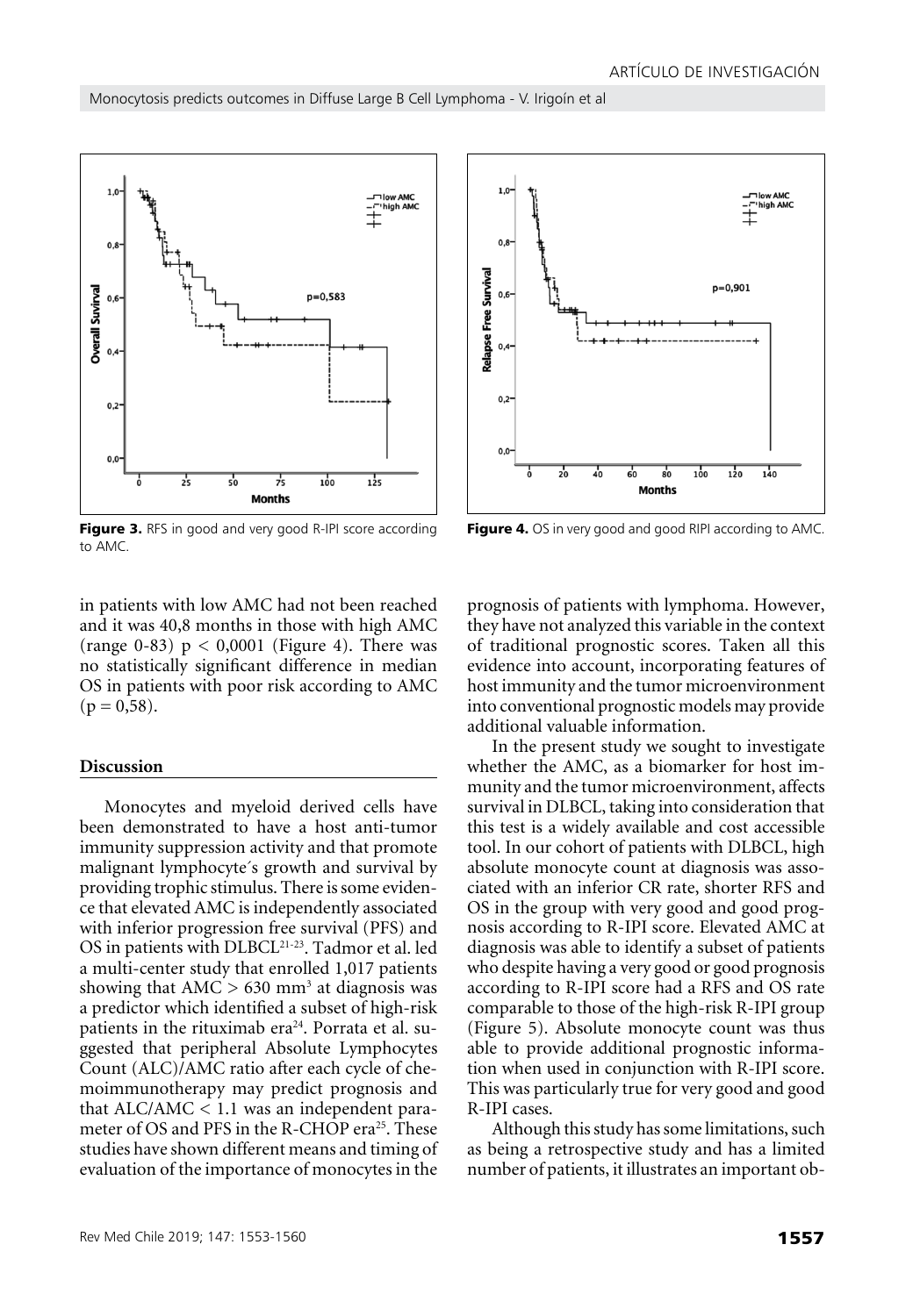Figure 3. RFS in good and very good R-IPI score according to AMC.

Figure 4. OS in very good and good RIPI according to AMC.

in patients with low AMC had not been reached and it was 40,8 months in those with high AMC (range 0-83) $p < 0,0001$ (Figure 4). There was no statistically significant difference in median OS in patients with poor risk according to AMC ($p = 0,58$).

## Discussion

Monocytes and myeloid derived cells have been demonstrated to have a host anti-tumor immunity suppression activity and that promote malignant lymphocyte´s growth and survival by providing trophic stimulus. There is some evidence that elevated AMC is independently associated with inferior progression free survival (PFS) and OS in patients with DLBCL[21-23]. Tadmor et al. led a multi-center study that enrolled 1,017 patients showing that AMC $> 630$ mm$^3$ at diagnosis was a predictor which identified a subset of high-risk patients in the rituximab era[24]. Porrata et al. suggested that peripheral Absolute Lymphocytes Count (ALC)/AMC ratio after each cycle of chemoimmunotherapy may predict prognosis and that ALC/AMC $< 1.1$ was an independent parameter of OS and PFS in the R-CHOP era[25]. These studies have shown different means and timing of evaluation of the importance of monocytes in the prognosis of patients with lymphoma. However, they have not analyzed this variable in the context of traditional prognostic scores. Taken all this evidence into account, incorporating features of host immunity and the tumor microenvironment into conventional prognostic models may provide additional valuable information.

In the present study we sought to investigate whether the AMC, as a biomarker for host immunity and the tumor microenvironment, affects survival in DLBCL, taking into consideration that this test is a widely available and cost accessible tool. In our cohort of patients with DLBCL, high absolute monocyte count at diagnosis was associated with an inferior CR rate, shorter RFS and OS in the group with very good and good prognosis according to R-IPI score. Elevated AMC at diagnosis was able to identify a subset of patients who despite having a very good or good prognosis according to R-IPI score had a RFS and OS rate comparable to those of the high-risk R-IPI group (Figure 5). Absolute monocyte count was thus able to provide additional prognostic information when used in conjunction with R-IPI score. This was particularly true for very good and good R-IPI cases.

Although this study has some limitations, such as being a retrospective study and has a limited number of patients, it illustrates an important ob-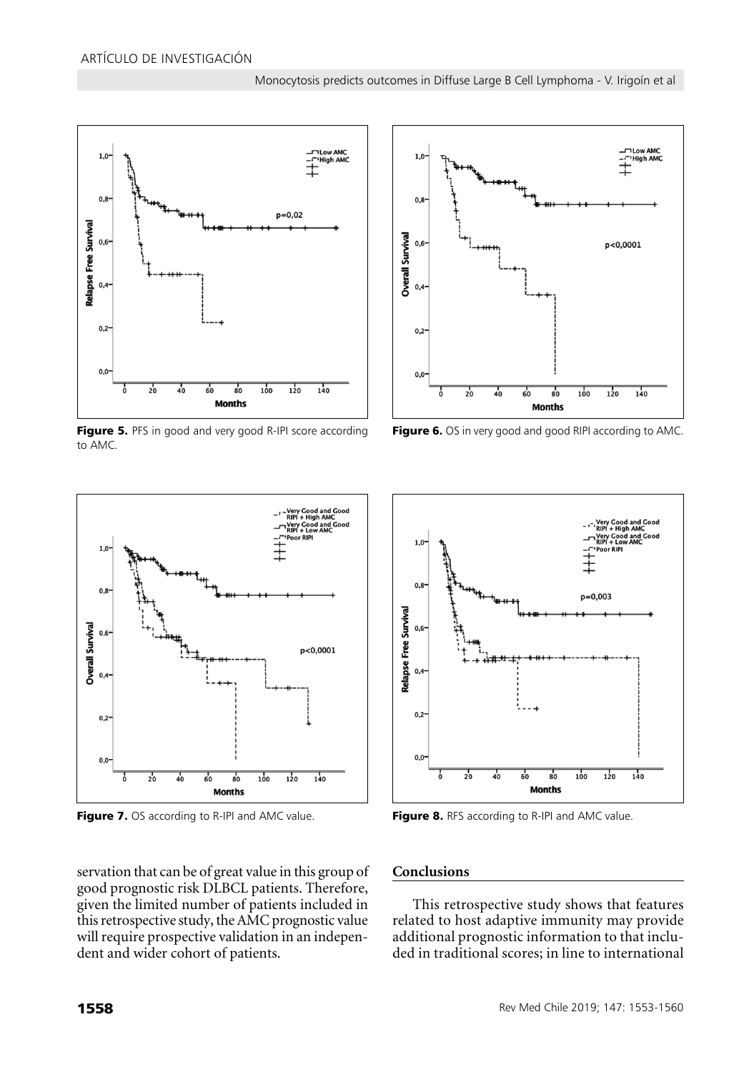Figure 5. PFS in good and very good R-IPI score according to AMC.

Figure 6. OS in very good and good RIPI according to AMC.

Figure 7. OS according to R-IPI and AMC value.

Figure 8. RFS according to R-IPI and AMC value.

servation that can be of great value in this group of good prognostic risk DLBCL patients. Therefore, given the limited number of patients included in this retrospective study, the AMC prognostic value will require prospective validation in an independent and wider cohort of patients.

## Conclusions

This retrospective study shows that features related to host adaptive immunity may provide additional prognostic information to that included in traditional scores; in line to international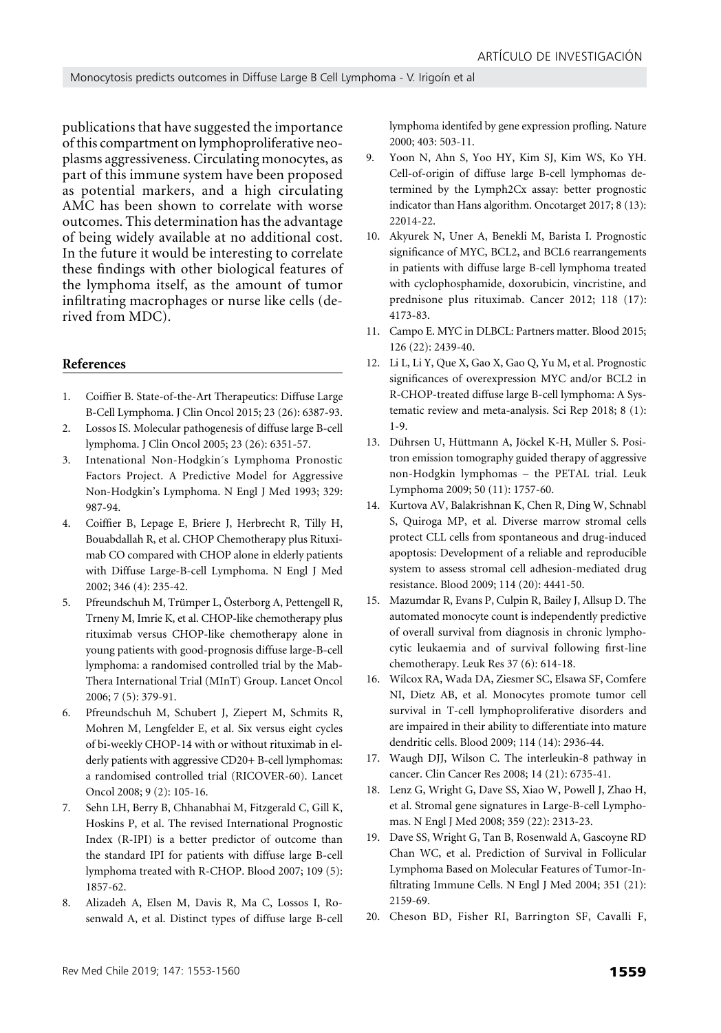publications that have suggested the importance of this compartment on lymphoproliferative neoplasms aggressiveness. Circulating monocytes, as part of this immune system have been proposed as potential markers, and a high circulating AMC has been shown to correlate with worse outcomes. This determination has the advantage of being widely available at no additional cost. In the future it would be interesting to correlate these findings with other biological features of the lymphoma itself, as the amount of tumor infiltrating macrophages or nurse like cells (derived from MDC).

## References

1. Coiffier B. State-of-the-Art Therapeutics: Diffuse Large B-Cell Lymphoma. J Clin Oncol 2015; 23 (26): 6387-93.
2. Lossos IS. Molecular pathogenesis of diffuse large B-cell lymphoma. J Clin Oncol 2005; 23 (26): 6351-57.
3. Intenational Non-Hodgkin´s Lymphoma Pronostic Factors Project. A Predictive Model for Aggressive Non-Hodgkin's Lymphoma. N Engl J Med 1993; 329: 987-94.
4. Coiffier B, Lepage E, Briere J, Herbrecht R, Tilly H, Bouabdallah R, et al. CHOP Chemotherapy plus Rituximab CO compared with CHOP alone in elderly patients with Diffuse Large-B-cell Lymphoma. N Engl J Med 2002; 346 (4): 235-42.
5. Pfreundschuh M, Trümper L, Österborg A, Pettengell R, Trneny M, Imrie K, et al. CHOP-like chemotherapy plus rituximab versus CHOP-like chemotherapy alone in young patients with good-prognosis diffuse large-B-cell lymphoma: a randomised controlled trial by the MabThera International Trial (MInT) Group. Lancet Oncol 2006; 7 (5): 379-91.
6. Pfreundschuh M, Schubert J, Ziepert M, Schmits R, Mohren M, Lengfelder E, et al. Six versus eight cycles of bi-weekly CHOP-14 with or without rituximab in elderly patients with aggressive CD20+ B-cell lymphomas: a randomised controlled trial (RICOVER-60). Lancet Oncol 2008; 9 (2): 105-16.
7. Sehn LH, Berry B, Chhanabhai M, Fitzgerald C, Gill K, Hoskins P, et al. The revised International Prognostic Index (R-IPI) is a better predictor of outcome than the standard IPI for patients with diffuse large B-cell lymphoma treated with R-CHOP. Blood 2007; 109 (5): 1857-62.
8. Alizadeh A, Elsen M, Davis R, Ma C, Lossos I, Rosenwald A, et al. Distinct types of diffuse large B-cell lymphoma identifed by gene expression profling. Nature 2000; 403: 503-11.
9. Yoon N, Ahn S, Yoo HY, Kim SJ, Kim WS, Ko YH. Cell-of-origin of diffuse large B-cell lymphomas determined by the Lymph2Cx assay: better prognostic indicator than Hans algorithm. Oncotarget 2017; 8 (13): 22014-22.
10. Akyurek N, Uner A, Benekli M, Barista I. Prognostic significance of MYC, BCL2, and BCL6 rearrangements in patients with diffuse large B-cell lymphoma treated with cyclophosphamide, doxorubicin, vincristine, and prednisone plus rituximab. Cancer 2012; 118 (17): 4173-83.
11. Campo E. MYC in DLBCL: Partners matter. Blood 2015; 126 (22): 2439-40.
12. Li L, Li Y, Que X, Gao X, Gao Q, Yu M, et al. Prognostic significances of overexpression MYC and/or BCL2 in R-CHOP-treated diffuse large B-cell lymphoma: A Systematic review and meta-analysis. Sci Rep 2018; 8 (1): 1-9.
13. Dührsen U, Hüttmann A, Jöckel K-H, Müller S. Positron emission tomography guided therapy of aggressive non-Hodgkin lymphomas – the PETAL trial. Leuk Lymphoma 2009; 50 (11): 1757-60.
14. Kurtova AV, Balakrishnan K, Chen R, Ding W, Schnabl S, Quiroga MP, et al. Diverse marrow stromal cells protect CLL cells from spontaneous and drug-induced apoptosis: Development of a reliable and reproducible system to assess stromal cell adhesion-mediated drug resistance. Blood 2009; 114 (20): 4441-50.
15. Mazumdar R, Evans P, Culpin R, Bailey J, Allsup D. The automated monocyte count is independently predictive of overall survival from diagnosis in chronic lymphocytic leukaemia and of survival following first-line chemotherapy. Leuk Res 37 (6): 614-18.
16. Wilcox RA, Wada DA, Ziesmer SC, Elsawa SF, Comfere NI, Dietz AB, et al. Monocytes promote tumor cell survival in T-cell lymphoproliferative disorders and are impaired in their ability to differentiate into mature dendritic cells. Blood 2009; 114 (14): 2936-44.
17. Waugh DJJ, Wilson C. The interleukin-8 pathway in cancer. Clin Cancer Res 2008; 14 (21): 6735-41.
18. Lenz G, Wright G, Dave SS, Xiao W, Powell J, Zhao H, et al. Stromal gene signatures in Large-B-cell Lymphomas. N Engl J Med 2008; 359 (22): 2313-23.
19. Dave SS, Wright G, Tan B, Rosenwald A, Gascoyne RD Chan WC, et al. Prediction of Survival in Follicular Lymphoma Based on Molecular Features of Tumor-Infiltrating Immune Cells. N Engl J Med 2004; 351 (21): 2159-69.
20. Cheson BD, Fisher RI, Barrington SF, Cavalli F,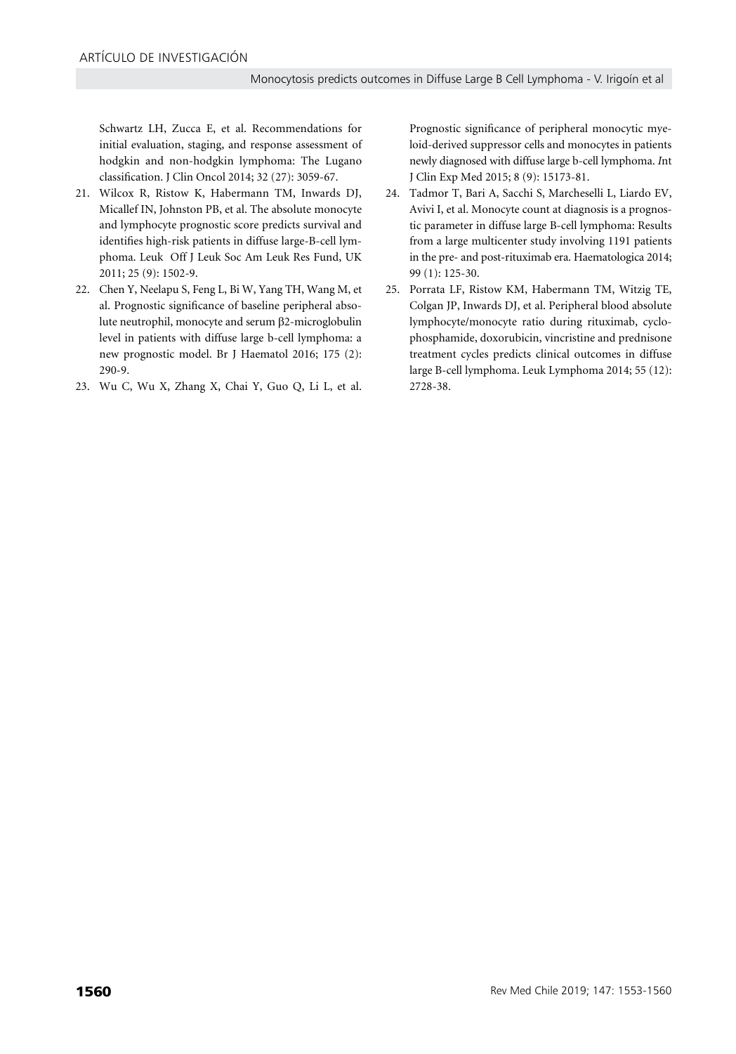Schwartz LH, Zucca E, et al. Recommendations for initial evaluation, staging, and response assessment of hodgkin and non-hodgkin lymphoma: The Lugano classification. J Clin Oncol 2014; 32 (27): 3059-67.

21. Wilcox R, Ristow K, Habermann TM, Inwards DJ, Micallef IN, Johnston PB, et al. The absolute monocyte and lymphocyte prognostic score predicts survival and identifies high-risk patients in diffuse large-B-cell lymphoma. Leuk Off J Leuk Soc Am Leuk Res Fund, UK 2011; 25 (9): 1502-9.
22. Chen Y, Neelapu S, Feng L, Bi W, Yang TH, Wang M, et al. Prognostic significance of baseline peripheral absolute neutrophil, monocyte and serum β2-microglobulin level in patients with diffuse large b-cell lymphoma: a new prognostic model. Br J Haematol 2016; 175 (2): 290-9.
23. Wu C, Wu X, Zhang X, Chai Y, Guo Q, Li L, et al. Prognostic significance of peripheral monocytic myeloid-derived suppressor cells and monocytes in patients newly diagnosed with diffuse large b-cell lymphoma. *I*nt J Clin Exp Med 2015; 8 (9): 15173-81.
24. Tadmor T, Bari A, Sacchi S, Marcheselli L, Liardo EV, Avivi I, et al. Monocyte count at diagnosis is a prognostic parameter in diffuse large B-cell lymphoma: Results from a large multicenter study involving 1191 patients in the pre- and post-rituximab era. Haematologica 2014; 99 (1): 125-30.
25. Porrata LF, Ristow KM, Habermann TM, Witzig TE, Colgan JP, Inwards DJ, et al. Peripheral blood absolute lymphocyte/monocyte ratio during rituximab, cyclophosphamide, doxorubicin, vincristine and prednisone treatment cycles predicts clinical outcomes in diffuse large B-cell lymphoma. Leuk Lymphoma 2014; 55 (12): 2728-38.